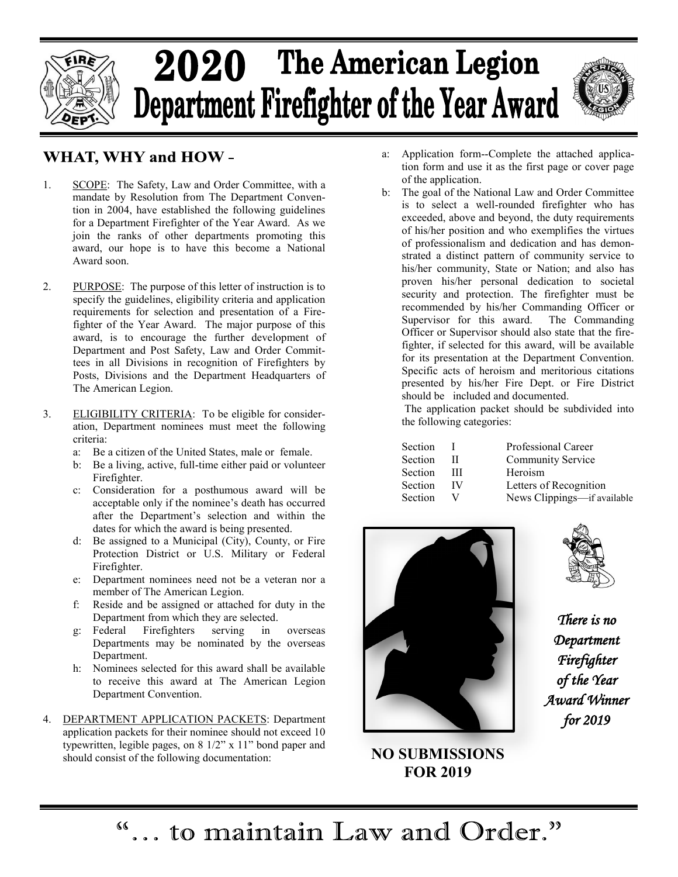# 2020 The American Legion Department Firefighter of the Year Award

## WHAT, WHY and HOW -

1. SCOPE: The Safety, Law and Order Committee, with a mandate by Resolution from The Department Convention in 2004, have established the following guidelines for a Department Firefighter of the Year Award. As we join the ranks of other departments promoting this award, our hope is to have this become a National Award soon.

2. PURPOSE: The purpose of this letter of instruction is to specify the guidelines, eligibility criteria and application requirements for selection and presentation of a Firefighter of the Year Award. The major purpose of this award, is to encourage the further development of Department and Post Safety, Law and Order Committees in all Divisions in recognition of Firefighters by Posts, Divisions and the Department Headquarters of The American Legion.

3. ELIGIBILITY CRITERIA: To be eligible for consideration, Department nominees must meet the following criteria:
   - a: Be a citizen of the United States, male or female.
   - b: Be a living, active, full-time either paid or volunteer Firefighter.
   - c: Consideration for a posthumous award will be acceptable only if the nominee's death has occurred after the Department's selection and within the dates for which the award is being presented.
   - d: Be assigned to a Municipal (City), County, or Fire Protection District or U.S. Military or Federal Firefighter.
   - e: Department nominees need not be a veteran nor a member of The American Legion.
   - f: Reside and be assigned or attached for duty in the Department from which they are selected.
   - g: Federal Firefighters serving in overseas Departments may be nominated by the overseas Department.
   - h: Nominees selected for this award shall be available to receive this award at The American Legion Department Convention.

4. DEPARTMENT APPLICATION PACKETS: Department application packets for their nominee should not exceed 10 typewritten, legible pages, on 8 1/2" x 11" bond paper and should consist of the following documentation:
   - a: Application form--Complete the attached application form and use it as the first page or cover page of the application.
   - b: The goal of the National Law and Order Committee is to select a well-rounded firefighter who has exceeded, above and beyond, the duty requirements of his/her position and who exemplifies the virtues of professionalism and dedication and has demonstrated a distinct pattern of community service to his/her community, State or Nation; and also has proven his/her personal dedication to societal security and protection. The firefighter must be recommended by his/her Commanding Officer or Supervisor for this award. The Commanding Officer or Supervisor should also state that the firefighter, if selected for this award, will be available for its presentation at the Department Convention. Specific acts of heroism and meritorious citations presented by his/her Fire Dept. or Fire District should be included and documented.

     The application packet should be subdivided into the following categories:

| | | |
|---|---|---|
| Section | I | Professional Career |
| Section | II | Community Service |
| Section | III | Heroism |
| Section | IV | Letters of Recognition |
| Section | V | News Clippings—if available |

**NO SUBMISSIONS FOR 2019**

*There is no Department Firefighter of the Year Award Winner for 2019*

"... to maintain Law and Order."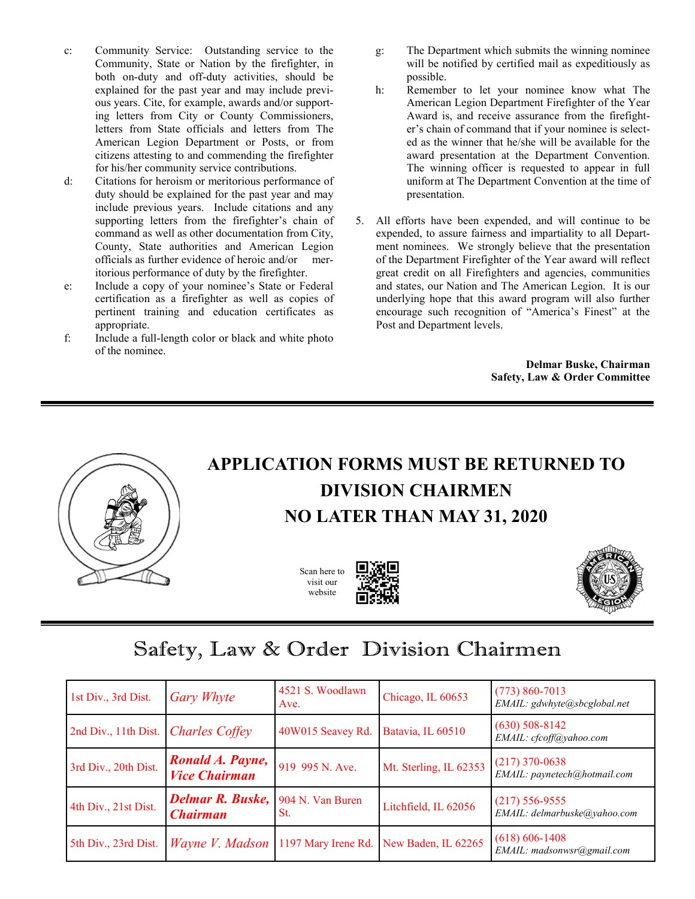c: Community Service: Outstanding service to the Community, State or Nation by the firefighter, in both on-duty and off-duty activities, should be explained for the past year and may include previous years. Cite, for example, awards and/or supporting letters from City or County Commissioners, letters from State officials and letters from The American Legion Department or Posts, or from citizens attesting to and commending the firefighter for his/her community service contributions.

d: Citations for heroism or meritorious performance of duty should be explained for the past year and may include previous years. Include citations and any supporting letters from the firefighter's chain of command as well as other documentation from City, County, State authorities and American Legion officials as further evidence of heroic and/or meritorious performance of duty by the firefighter.

e: Include a copy of your nominee's State or Federal certification as a firefighter as well as copies of pertinent training and education certificates as appropriate.

f: Include a full-length color or black and white photo of the nominee.

g: The Department which submits the winning nominee will be notified by certified mail as expeditiously as possible.

h: Remember to let your nominee know what The American Legion Department Firefighter of the Year Award is, and receive assurance from the firefighter's chain of command that if your nominee is selected as the winner that he/she will be available for the award presentation at the Department Convention. The winning officer is requested to appear in full uniform at The Department Convention at the time of presentation.

5. All efforts have been expended, and will continue to be expended, to assure fairness and impartiality to all Department nominees. We strongly believe that the presentation of the Department Firefighter of the Year award will reflect great credit on all Firefighters and agencies, communities and states, our Nation and The American Legion. It is our underlying hope that this award program will also further encourage such recognition of "America's Finest" at the Post and Department levels.

**Delmar Buske, Chairman**
**Safety, Law & Order Committee**

# APPLICATION FORMS MUST BE RETURNED TO DIVISION CHAIRMEN NO LATER THAN MAY 31, 2020

Scan here to visit our website

## Safety, Law & Order Division Chairmen

| | | | | |
|---|---|---|---|---|
| 1st Div., 3rd Dist. | *Gary Whyte* | 4521 S. Woodlawn Ave. | Chicago, IL 60653 | (773) 860-7013 *EMAIL: gdwhyte@sbcglobal.net* |
| 2nd Div., 11th Dist. | *Charles Coffey* | 40W015 Seavey Rd. | Batavia, IL 60510 | (630) 508-8142 *EMAIL: cfcoff@yahoo.com* |
| 3rd Div., 20th Dist. | ***Ronald A. Payne, Vice Chairman*** | 919 995 N. Ave. | Mt. Sterling, IL 62353 | (217) 370-0638 *EMAIL: paynetech@hotmail.com* |
| 4th Div., 21st Dist. | ***Delmar R. Buske, Chairman*** | 904 N. Van Buren St. | Litchfield, IL 62056 | (217) 556-9555 *EMAIL: delmarbuske@yahoo.com* |
| 5th Div., 23rd Dist. | *Wayne V. Madson* | 1197 Mary Irene Rd. | New Baden, IL 62265 | (618) 606-1408 *EMAIL: madsonwsr@gmail.com* |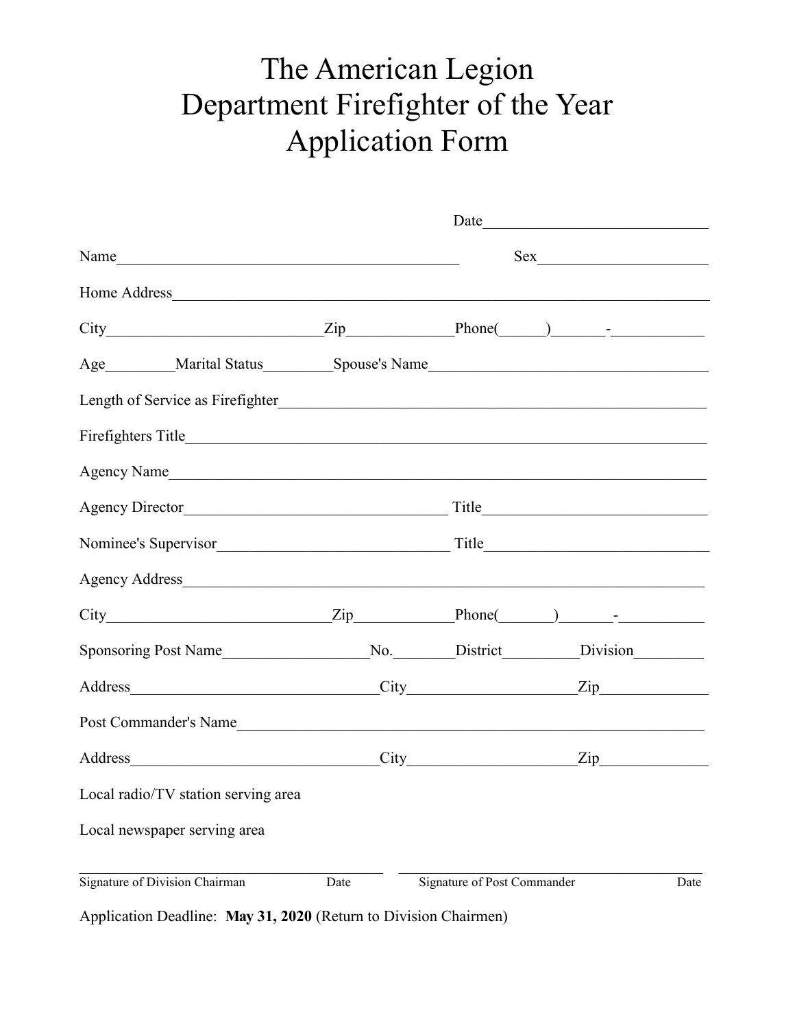# The American Legion
# Department Firefighter of the Year
# Application Form

Date____________________________

Name____________________________________________ Sex______________________

Home Address______________________________________________________________________

City____________________________Zip_____________Phone(_____)______-___________

Age_________Marital Status_________Spouse's Name____________________________________

Length of Service as Firefighter____________________________________________________

Firefighters Title__________________________________________________________________

Agency Name_______________________________________________________________________

Agency Director__________________________________ Title_____________________________

Nominee's Supervisor_____________________________ Title_____________________________

Agency Address____________________________________________________________________

City____________________________Zip_____________Phone(_______)______-___________

Sponsoring Post Name___________________No.________District__________Division_________

Address________________________________City_____________________Zip______________

Post Commander's Name_____________________________________________________________

Address________________________________City_____________________Zip______________

Local radio/TV station serving area

Local newspaper serving area

________________________________________ ________________________________________
Signature of Division Chairman Date Signature of Post Commander Date

Application Deadline: **May 31, 2020** (Return to Division Chairmen)